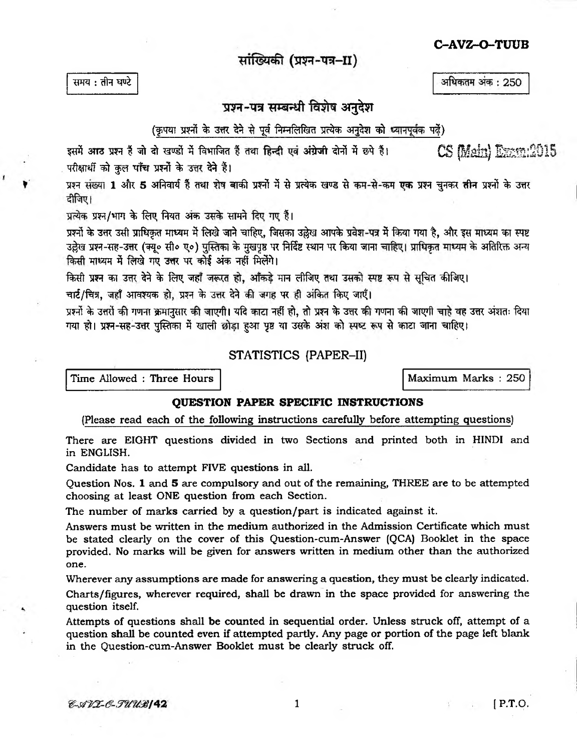**C–AVZ–O–TUUB**

# सांख्यिकी (प्रश्न-पत्र–II)

समय : तीन घण्टे

अधिकतम अंक : 250

## प्रश्न-पत्र सम्बन्धी विशेष अनुदेश

(कृपया प्रश्नों के उत्तर देने से पूर्व निम्नलिखित प्रत्येक अनुदेश को ध्यानपूर्वक पढ़ें)

इसमें **आठ** प्रश्न हैं जो दो खण्डों में विभाजित हैं तथा **हिन्दी** एवं **अंग्रेजी** दोनों में छपे हैं।

CS (Main) Exam:2015

परीक्षार्थी को कुल **पाँच** प्रश्नों के उत्तर देने हैं।

प्रश्न संख्या **1** और **5** अनिवार्य हैं तथा शेष बाकी प्रश्नों में से प्रत्येक खण्ड से कम-से-कम **एक** प्रश्न चुनकर **तीन** प्रश्नों के उत्तर दीजिए।

प्रत्येक प्रश्न/भाग के लिए नियत अंक उसके सामने दिए गए हैं।

प्रश्नों के उत्तर उसी प्राधिकृत माध्यम में लिखे जाने चाहिए, जिसका उल्लेख आपके प्रवेश-पत्र में किया गया है, और इस माध्यम का स्पष्ट उल्लेख प्रश्न-सह-उत्तर (क्यू० सी० ए०) पुस्तिका के मुखपृष्ठ पर निर्दिष्ट स्थान पर किया जाना चाहिए। प्राधिकृत माध्यम के अतिरिक्त अन्य किसी माध्यम में लिखे गए उत्तर पर कोई अंक नहीं मिलेंगे।

किसी प्रश्न का उत्तर देने के लिए जहाँ जरूरत हो, आँकड़े मान लीजिए तथा उसको स्पष्ट रूप से सूचित कीजिए।

चार्ट/चित्र, जहाँ आवश्यक हो, प्रश्न के उत्तर देने की जगह पर ही अंकित किए जाएँ।

प्रश्नों के उत्तरों की गणना क्रमानुसार की जाएगी। यदि काटा नहीं हो, तो प्रश्न के उत्तर की गणना की जाएगी चाहे वह उत्तर अंशतः दिया गया हो। प्रश्न-सह-उत्तर पुस्तिका में खाली छोड़ा हुआ पृष्ठ या उसके अंश को स्पष्ट रूप से काटा जाना चाहिए।

# STATISTICS (PAPER–II)

Time Allowed : Three Hours

Maximum Marks : 250

## QUESTION PAPER SPECIFIC INSTRUCTIONS

(Please read each of the following instructions carefully before attempting questions)

There are EIGHT questions divided in two Sections and printed both in HINDI and in ENGLISH.

Candidate has to attempt FIVE questions in all.

Question Nos. **1** and **5** are compulsory and out of the remaining, THREE are to be attempted choosing at least ONE question from each Section.

The number of marks carried by a question/part is indicated against it.

Answers must be written in the medium authorized in the Admission Certificate which must be stated clearly on the cover of this Question-cum-Answer (QCA) Booklet in the space provided. No marks will be given for answers written in medium other than the authorized one.

Wherever any assumptions are made for answering a question, they must be clearly indicated.

Charts/figures, wherever required, shall be drawn in the space provided for answering the question itself.

Attempts of questions shall be counted in sequential order. Unless struck off, attempt of a question shall be counted even if attempted partly. Any page or portion of the page left blank in the Question-cum-Answer Booklet must be clearly struck off.

C-AVZ-O-TUUB/42

[ P.T.O.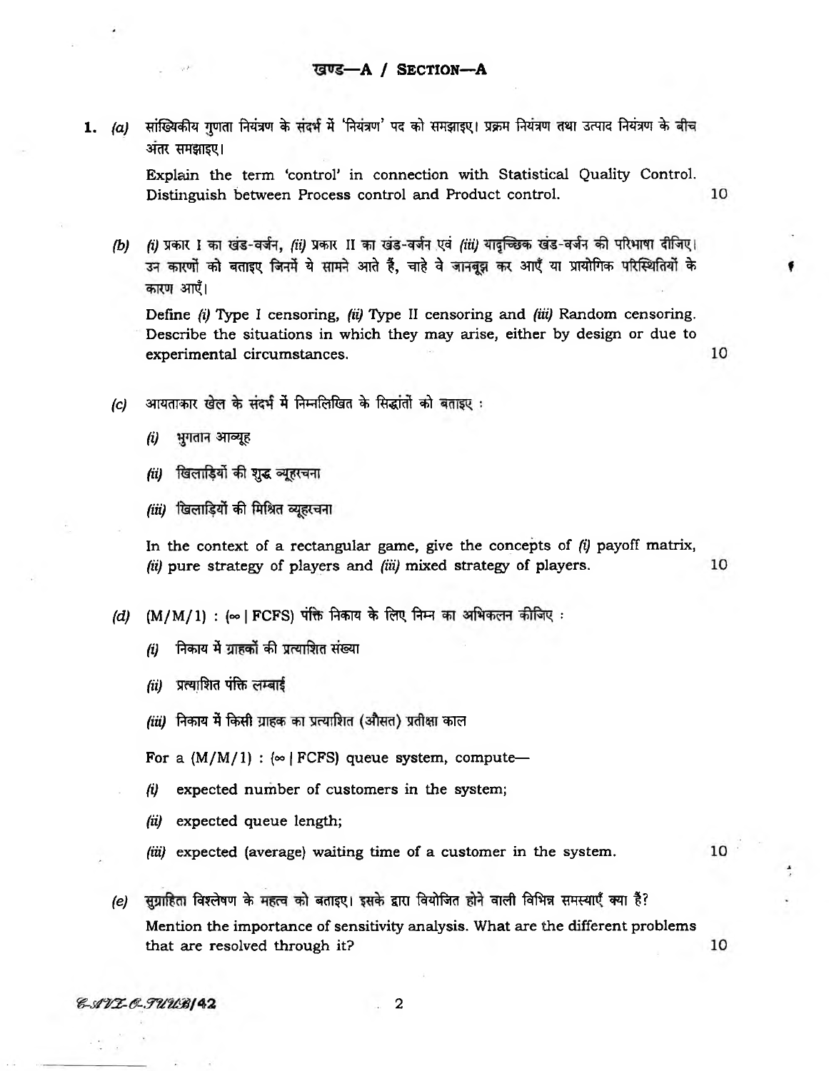## खण्ड—A / SECTION—A

1. *(a)* सांख्यिकीय गुणता नियंत्रण के संदर्भ में 'नियंत्रण' पद को समझाइए। प्रक्रम नियंत्रण तथा उत्पाद नियंत्रण के बीच अंतर समझाइए।

   Explain the term 'control' in connection with Statistical Quality Control. Distinguish between Process control and Product control. 10

   *(b)* *(i)* प्रकार I का खंड-वर्जन, *(ii)* प्रकार II का खंड-वर्जन एवं *(iii)* यादृच्छिक खंड-वर्जन की परिभाषा दीजिए। उन कारणों को बताइए जिनमें ये सामने आते हैं, चाहे वे जानबूझ कर आएँ या प्रायोगिक परिस्थितियों के कारण आएँ।

   Define *(i)* Type I censoring, *(ii)* Type II censoring and *(iii)* Random censoring. Describe the situations in which they may arise, either by design or due to experimental circumstances. 10

   *(c)* आयताकार खेल के संदर्भ में निम्नलिखित के सिद्धांतों को बताइए :

   *(i)* भुगतान आव्यूह

   *(ii)* खिलाड़ियों की शुद्ध व्यूहरचना

   *(iii)* खिलाड़ियों की मिश्रित व्यूहरचना

   In the context of a rectangular game, give the concepts of *(i)* payoff matrix, *(ii)* pure strategy of players and *(iii)* mixed strategy of players. 10

   *(d)* $(M/M/1) : (\infty \mid FCFS)$ पंक्ति निकाय के लिए निम्न का अभिकलन कीजिए :

   *(i)* निकाय में ग्राहकों की प्रत्याशित संख्या

   *(ii)* प्रत्याशित पंक्ति लम्बाई

   *(iii)* निकाय में किसी ग्राहक का प्रत्याशित (औसत) प्रतीक्षा काल

   For a $(M/M/1) : (\infty \mid FCFS)$ queue system, compute—

   *(i)* expected number of customers in the system;

   *(ii)* expected queue length;

   *(iii)* expected (average) waiting time of a customer in the system. 10

   *(e)* सुग्राहिता विश्लेषण के महत्त्व को बताइए। इसके द्वारा वियोजित होने वाली विभिन्न समस्याएँ क्या हैं?

   Mention the importance of sensitivity analysis. What are the different problems that are resolved through it? 10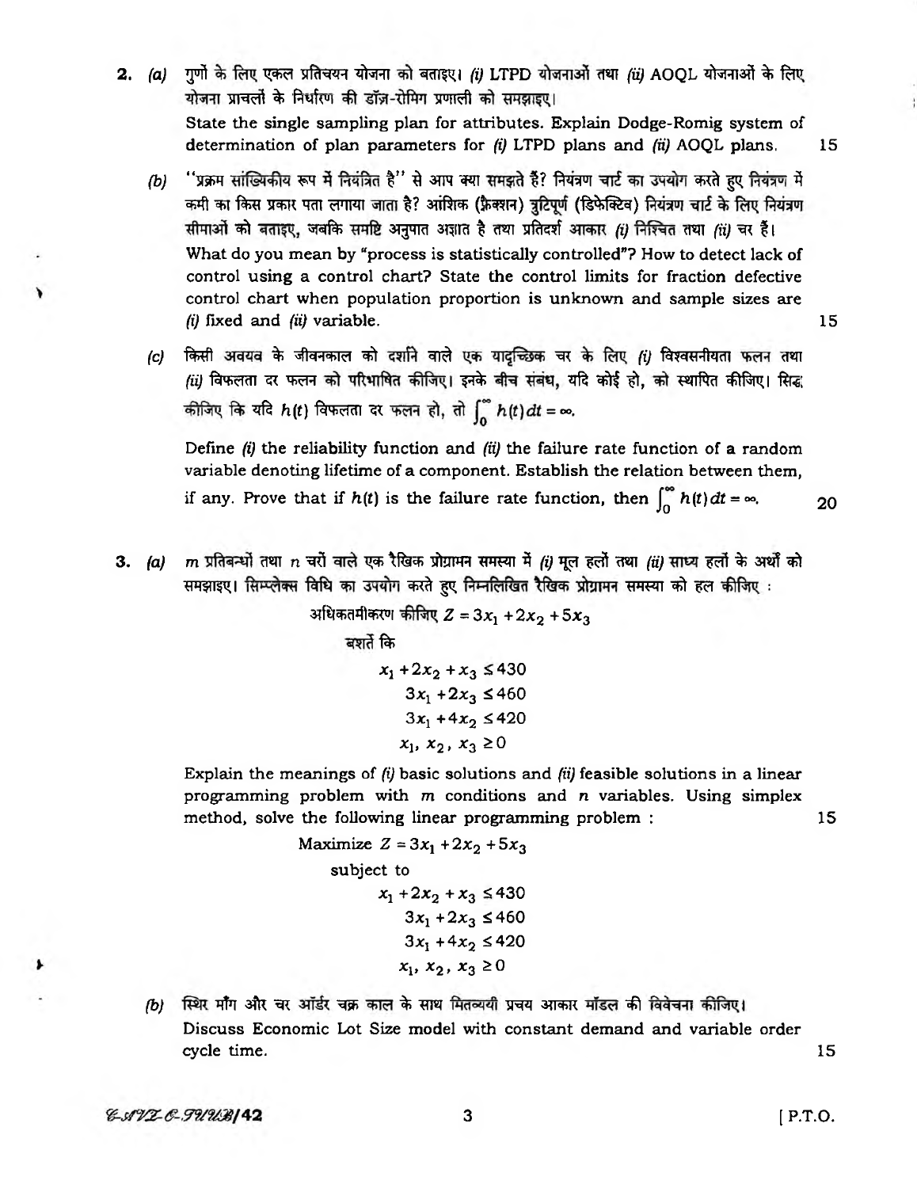**2.** *(a)* गुणों के लिए एकल प्रतिचयन योजना को बताइए। *(i)* LTPD योजनाओं तथा *(ii)* AOQL योजनाओं के लिए योजना प्राचलों के निर्धारण की डॉज़-रोमिग प्रणाली को समझाइए।

State the single sampling plan for attributes. Explain Dodge-Romig system of determination of plan parameters for *(i)* LTPD plans and *(ii)* AOQL plans. **15**

*(b)* "प्रक्रम सांख्यिकीय रूप में नियंत्रित है" से आप क्या समझते हैं? नियंत्रण चार्ट का उपयोग करते हुए नियंत्रण में कमी का किस प्रकार पता लगाया जाता है? आंशिक (फ्रैक्शन) त्रुटिपूर्ण (डिफेक्टिव) नियंत्रण चार्ट के लिए नियंत्रण सीमाओं को बताइए, जबकि समष्टि अनुपात अज्ञात है तथा प्रतिदर्श आकार *(i)* निश्चित तथा *(ii)* चर हैं।

What do you mean by "process is statistically controlled"? How to detect lack of control using a control chart? State the control limits for fraction defective control chart when population proportion is unknown and sample sizes are *(i)* fixed and *(ii)* variable. **15**

*(c)* किसी अवयव के जीवनकाल को दर्शाने वाले एक यादृच्छिक चर के लिए *(i)* विश्वसनीयता फलन तथा *(ii)* विफलता दर फलन को परिभाषित कीजिए। इनके बीच संबंध, यदि कोई हो, को स्थापित कीजिए। सिद्ध कीजिए कि यदि $h(t)$ विफलता दर फलन हो, तो $\int_0^\infty h(t)\,dt = \infty$.

Define *(i)* the reliability function and *(ii)* the failure rate function of a random variable denoting lifetime of a component. Establish the relation between them, if any. Prove that if $h(t)$ is the failure rate function, then $\int_0^\infty h(t)\,dt = \infty$. **20**

**3.** *(a)* $m$ प्रतिबन्धों तथा $n$ चरों वाले एक रैखिक प्रोग्रामन समस्या में *(i)* मूल हलों तथा *(ii)* साध्य हलों के अर्थों को समझाइए। सिम्प्लेक्स विधि का उपयोग करते हुए निम्नलिखित रैखिक प्रोग्रामन समस्या को हल कीजिए :

अधिकतमीकरण कीजिए $Z = 3x_1 + 2x_2 + 5x_3$

बशर्ते कि

$$x_1 + 2x_2 + x_3 \le 430$$
$$3x_1 + 2x_3 \le 460$$
$$3x_1 + 4x_2 \le 420$$
$$x_1,\ x_2,\ x_3 \ge 0$$

Explain the meanings of *(i)* basic solutions and *(ii)* feasible solutions in a linear programming problem with $m$ conditions and $n$ variables. Using simplex method, solve the following linear programming problem : **15**

Maximize $Z = 3x_1 + 2x_2 + 5x_3$

subject to

$$x_1 + 2x_2 + x_3 \le 430$$
$$3x_1 + 2x_3 \le 460$$
$$3x_1 + 4x_2 \le 420$$
$$x_1,\ x_2,\ x_3 \ge 0$$

*(b)* स्थिर माँग और चर ऑर्डर चक्र काल के साथ मितव्ययी प्रचय आकार मॉडल की विवेचना कीजिए।

Discuss Economic Lot Size model with constant demand and variable order cycle time. **15**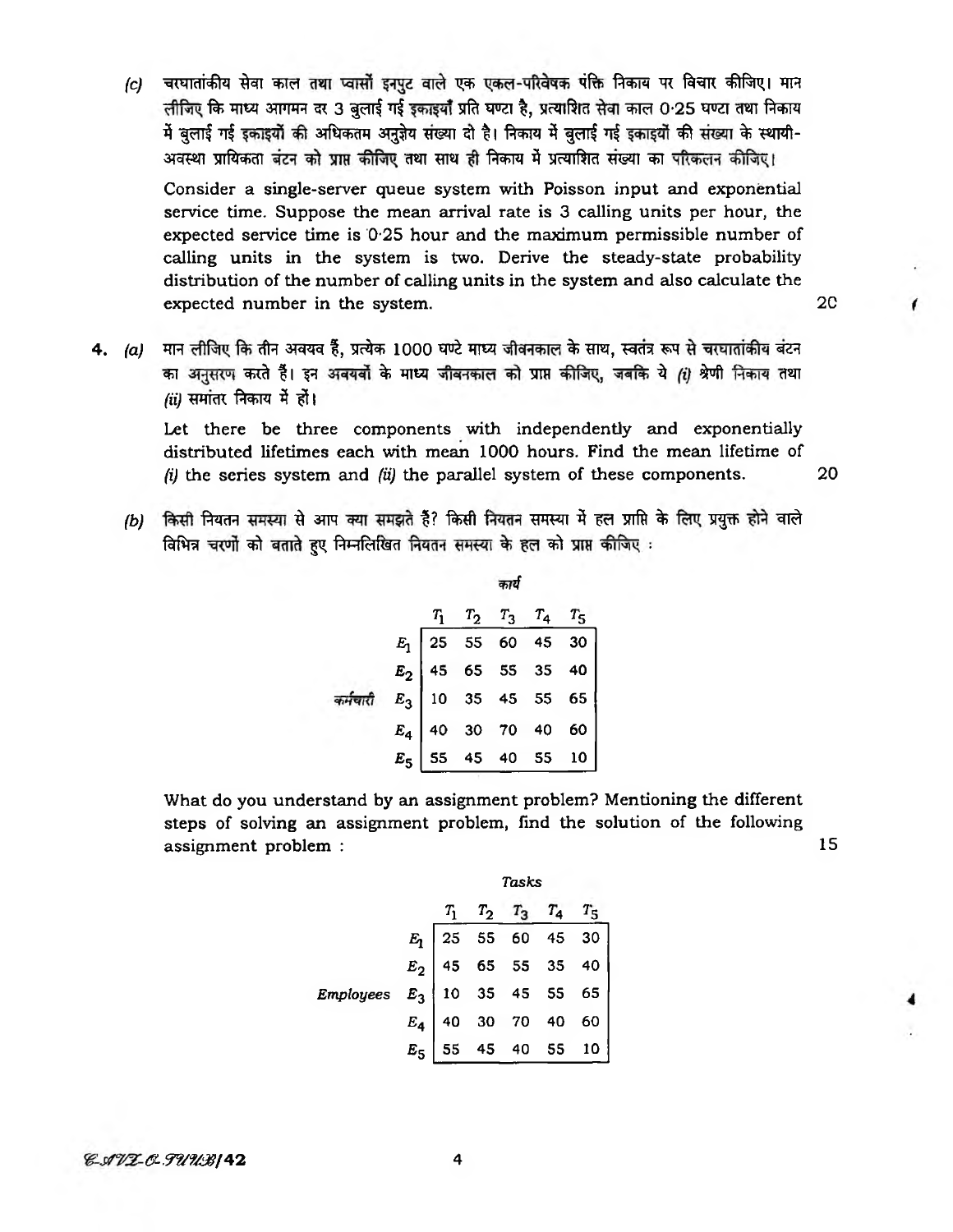(c) चरघातांकीय सेवा काल तथा प्वासों इनपुट वाले एक एकल-परिवेषक पंक्ति निकाय पर विचार कीजिए। मान लीजिए कि माध्य आगमन दर 3 बुलाई गई इकाइयाँ प्रति घण्टा है, प्रत्याशित सेवा काल 0·25 घण्टा तथा निकाय में बुलाई गई इकाइयों की अधिकतम अनुज्ञेय संख्या दो है। निकाय में बुलाई गई इकाइयों की संख्या के स्थायी-अवस्था प्रायिकता बंटन को प्राप्त कीजिए तथा साथ ही निकाय में प्रत्याशित संख्या का परिकलन कीजिए।

Consider a single-server queue system with Poisson input and exponential service time. Suppose the mean arrival rate is 3 calling units per hour, the expected service time is 0·25 hour and the maximum permissible number of calling units in the system is two. Derive the steady-state probability distribution of the number of calling units in the system and also calculate the expected number in the system. 20

4\. (a) मान लीजिए कि तीन अवयव हैं, प्रत्येक 1000 घण्टे माध्य जीवनकाल के साथ, स्वतंत्र रूप से चरघातांकीय बंटन का अनुसरण करते हैं। इन अवयवों के माध्य जीवनकाल को प्राप्त कीजिए, जबकि ये *(i)* श्रेणी निकाय तथा *(ii)* समांतर निकाय में हों।

Let there be three components with independently and exponentially distributed lifetimes each with mean 1000 hours. Find the mean lifetime of *(i)* the series system and *(ii)* the parallel system of these components. 20

(b) किसी नियतन समस्या से आप क्या समझते हैं? किसी नियतन समस्या में हल प्राप्ति के लिए प्रयुक्त होने वाले विभिन्न चरणों को बताते हुए निम्नलिखित नियतन समस्या के हल को प्राप्त कीजिए :

| | कार्य | | | | |
|---|---|---|---|---|---|
| कर्मचारी | $T_1$ | $T_2$ | $T_3$ | $T_4$ | $T_5$ |
| $E_1$ | 25 | 55 | 60 | 45 | 30 |
| $E_2$ | 45 | 65 | 55 | 35 | 40 |
| $E_3$ | 10 | 35 | 45 | 55 | 65 |
| $E_4$ | 40 | 30 | 70 | 40 | 60 |
| $E_5$ | 55 | 45 | 40 | 55 | 10 |

What do you understand by an assignment problem? Mentioning the different steps of solving an assignment problem, find the solution of the following assignment problem : 15

| | *Tasks* | | | | |
|---|---|---|---|---|---|
| *Employees* | $T_1$ | $T_2$ | $T_3$ | $T_4$ | $T_5$ |
| $E_1$ | 25 | 55 | 60 | 45 | 30 |
| $E_2$ | 45 | 65 | 55 | 35 | 40 |
| $E_3$ | 10 | 35 | 45 | 55 | 65 |
| $E_4$ | 40 | 30 | 70 | 40 | 60 |
| $E_5$ | 55 | 45 | 40 | 55 | 10 |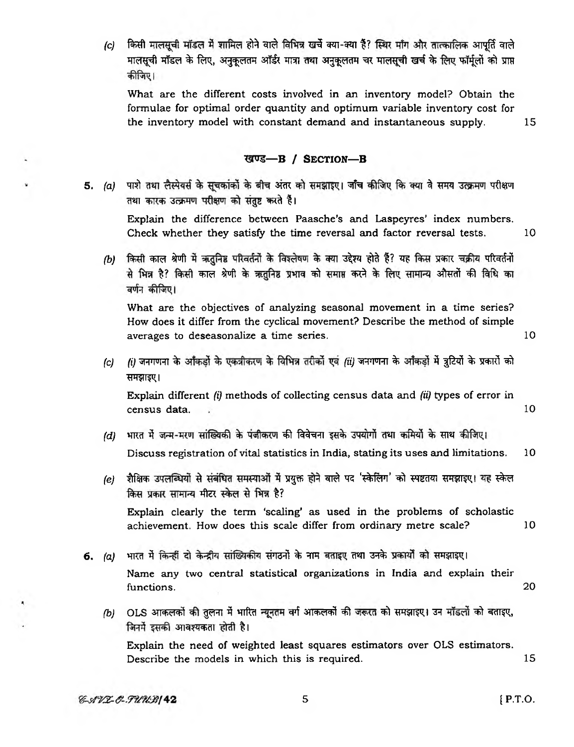(c) किसी मालसूची मॉडल में शामिल होने वाले विभिन्न खर्चे क्या-क्या हैं? स्थिर माँग और तात्कालिक आपूर्ति वाले मालसूची मॉडल के लिए, अनुकूलतम ऑर्डर मात्रा तथा अनुकूलतम चर मालसूची खर्च के लिए फॉर्मूलों को प्राप्त कीजिए।

What are the different costs involved in an inventory model? Obtain the formulae for optimal order quantity and optimum variable inventory cost for the inventory model with constant demand and instantaneous supply. 15

## खण्ड—B / SECTION—B

5\. (a) पाशे तथा लैस्पेयर्स के सूचकांकों के बीच अंतर को समझाइए। जाँच कीजिए कि क्या वे समय उत्क्रमण परीक्षण तथा कारक उत्क्रमण परीक्षण को संतुष्ट करते हैं।

Explain the difference between Paasche's and Laspeyres' index numbers. Check whether they satisfy the time reversal and factor reversal tests. 10

(b) किसी काल श्रेणी में ऋतुनिष्ठ परिवर्तनों के विश्लेषण के क्या उद्देश्य होते हैं? यह किस प्रकार चक्रीय परिवर्तनों से भिन्न है? किसी काल श्रेणी के ऋतुनिष्ठ प्रभाव को समाप्त करने के लिए सामान्य औसतों की विधि का वर्णन कीजिए।

What are the objectives of analyzing seasonal movement in a time series? How does it differ from the cyclical movement? Describe the method of simple averages to deseasonalize a time series. 10

(c) (i) जनगणना के आँकड़ों के एकत्रीकरण के विभिन्न तरीकों एवं (ii) जनगणना के आँकड़ों में त्रुटियों के प्रकारों को समझाइए।

Explain different (i) methods of collecting census data and (ii) types of error in census data. 10

(d) भारत में जन्म-मरण सांख्यिकी के पंजीकरण की विवेचना इसके उपयोगों तथा कमियों के साथ कीजिए।

Discuss registration of vital statistics in India, stating its uses and limitations. 10

(e) शैक्षिक उपलब्धियों से संबंधित समस्याओं में प्रयुक्त होने वाले पद 'स्केलिंग' को स्पष्टतया समझाइए। यह स्केल किस प्रकार सामान्य मीटर स्केल से भिन्न है?

Explain clearly the term 'scaling' as used in the problems of scholastic achievement. How does this scale differ from ordinary metre scale? 10

6\. (a) भारत में किन्हीं दो केन्द्रीय सांख्यिकीय संगठनों के नाम बताइए तथा उनके प्रकार्यों को समझाइए।

Name any two central statistical organizations in India and explain their functions. 20

(b) OLS आकलकों की तुलना में भारित न्यूनतम वर्ग आकलकों की जरूरत को समझाइए। उन मॉडलों को बताइए, जिनमें इसकी आवश्यकता होती है।

Explain the need of weighted least squares estimators over OLS estimators. Describe the models in which this is required. 15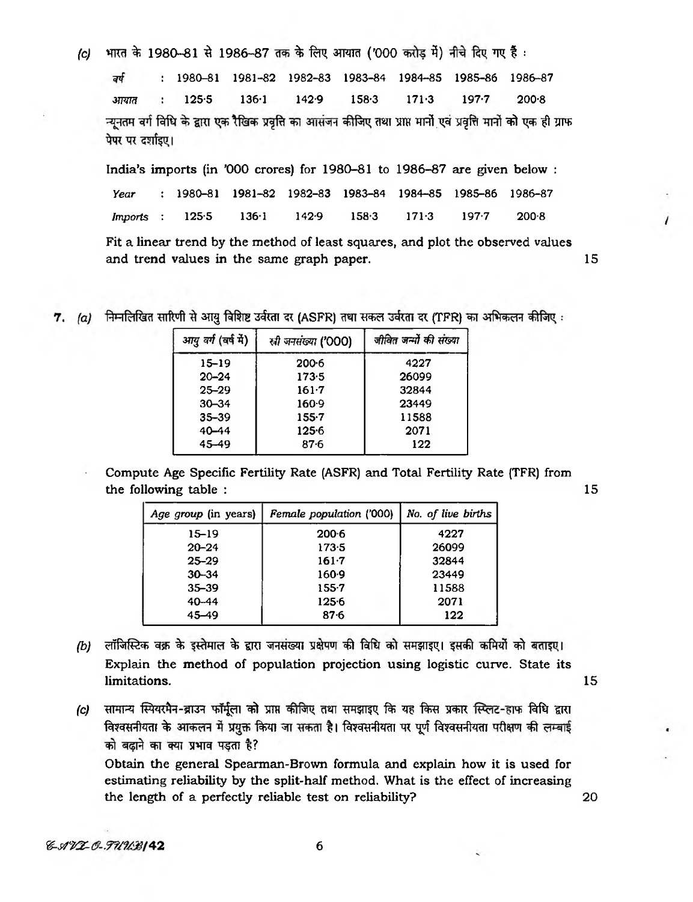(c) भारत के 1980–81 से 1986–87 तक के लिए आयात ('000 करोड़ में) नीचे दिए गए हैं :

| वर्ष | 1980–81 | 1981–82 | 1982–83 | 1983–84 | 1984–85 | 1985–86 | 1986–87 |
|---|---|---|---|---|---|---|---|
| आयात | 125·5 | 136·1 | 142·9 | 158·3 | 171·3 | 197·7 | 200·8 |

न्यूनतम वर्ग विधि के द्वारा एक रैखिक प्रवृत्ति का आसंजन कीजिए तथा प्राप्त मानों एवं प्रवृत्ति मानों को एक ही ग्राफ पेपर पर दर्शाइए।

India's imports (in '000 crores) for 1980–81 to 1986–87 are given below :

| *Year* | 1980–81 | 1981–82 | 1982–83 | 1983–84 | 1984–85 | 1985–86 | 1986–87 |
|---|---|---|---|---|---|---|---|
| *Imports* | 125·5 | 136·1 | 142·9 | 158·3 | 171·3 | 197·7 | 200·8 |

Fit a linear trend by the method of least squares, and plot the observed values and trend values in the same graph paper. 15

**7.** (a) निम्नलिखित सारणी से आयु विशिष्ट उर्वरता दर (ASFR) तथा सकल उर्वरता दर (TFR) का अभिकलन कीजिए :

| आयु वर्ग (वर्ष में) | स्त्री जनसंख्या ('000) | जीवित जन्मों की संख्या |
|---|---|---|
| 15–19 | 200·6 | 4227 |
| 20–24 | 173·5 | 26099 |
| 25–29 | 161·7 | 32844 |
| 30–34 | 160·9 | 23449 |
| 35–39 | 155·7 | 11588 |
| 40–44 | 125·6 | 2071 |
| 45–49 | 87·6 | 122 |

Compute Age Specific Fertility Rate (ASFR) and Total Fertility Rate (TFR) from the following table : 15

| *Age group* (in years) | *Female population* ('000) | *No. of live births* |
|---|---|---|
| 15–19 | 200·6 | 4227 |
| 20–24 | 173·5 | 26099 |
| 25–29 | 161·7 | 32844 |
| 30–34 | 160·9 | 23449 |
| 35–39 | 155·7 | 11588 |
| 40–44 | 125·6 | 2071 |
| 45–49 | 87·6 | 122 |

(b) लॉजिस्टिक वक्र के इस्तेमाल के द्वारा जनसंख्या प्रक्षेपण की विधि को समझाइए। इसकी कमियों को बताइए।

Explain the method of population projection using logistic curve. State its limitations. 15

(c) सामान्य स्पियरमैन-ब्राउन फॉर्मूला को प्राप्त कीजिए तथा समझाइए कि यह किस प्रकार स्प्लिट-हाफ विधि द्वारा विश्वसनीयता के आकलन में प्रयुक्त किया जा सकता है। विश्वसनीयता पर पूर्ण विश्वसनीयता परीक्षण की लम्बाई को बढ़ाने का क्या प्रभाव पड़ता है?

Obtain the general Spearman-Brown formula and explain how it is used for estimating reliability by the split-half method. What is the effect of increasing the length of a perfectly reliable test on reliability? 20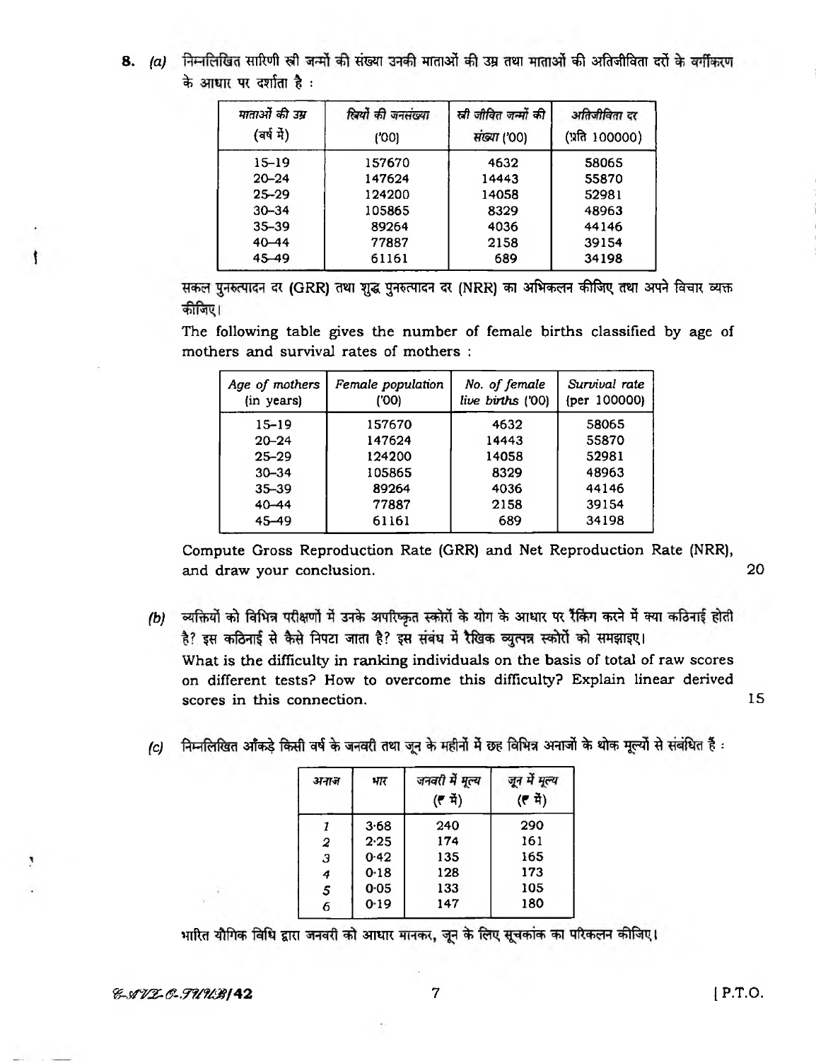**8.** *(a)* निम्नलिखित सारिणी स्त्री जन्मों की संख्या उनकी माताओं की उम्र तथा माताओं की अतिजीविता दरों के वर्गीकरण के आधार पर दर्शाता है :

| *माताओं की उम्र* (वर्ष में) | *स्त्रियों की जनसंख्या* ('00) | *स्त्री जीवित जन्मों की संख्या* ('00) | *अतिजीविता दर* (प्रति 100000) |
|---|---|---|---|
| 15–19 | 157670 | 4632 | 58065 |
| 20–24 | 147624 | 14443 | 55870 |
| 25–29 | 124200 | 14058 | 52981 |
| 30–34 | 105865 | 8329 | 48963 |
| 35–39 | 89264 | 4036 | 44146 |
| 40–44 | 77887 | 2158 | 39154 |
| 45–49 | 61161 | 689 | 34198 |

सकल पुनरुत्पादन दर (GRR) तथा शुद्ध पुनरुत्पादन दर (NRR) का अभिकलन कीजिए तथा अपने विचार व्यक्त कीजिए।

The following table gives the number of female births classified by age of mothers and survival rates of mothers :

| *Age of mothers* (in years) | *Female population* ('00) | *No. of female live births* ('00) | *Survival rate* (per 100000) |
|---|---|---|---|
| 15–19 | 157670 | 4632 | 58065 |
| 20–24 | 147624 | 14443 | 55870 |
| 25–29 | 124200 | 14058 | 52981 |
| 30–34 | 105865 | 8329 | 48963 |
| 35–39 | 89264 | 4036 | 44146 |
| 40–44 | 77887 | 2158 | 39154 |
| 45–49 | 61161 | 689 | 34198 |

Compute Gross Reproduction Rate (GRR) and Net Reproduction Rate (NRR), and draw your conclusion. 20

*(b)* व्यक्तियों को विभिन्न परीक्षणों में उनके अपरिष्कृत स्कोरों के योग के आधार पर रैंकिंग करने में क्या कठिनाई होती है? इस कठिनाई से कैसे निपटा जाता है? इस संबंध में रैखिक व्युत्पन्न स्कोरों को समझाइए।

What is the difficulty in ranking individuals on the basis of total of raw scores on different tests? How to overcome this difficulty? Explain linear derived scores in this connection. 15

*(c)* निम्नलिखित आँकड़े किसी वर्ष के जनवरी तथा जून के महीनों में छह विभिन्न अनाजों के थोक मूल्यों से संबंधित हैं :

| *अनाज* | *भार* | *जनवरी में मूल्य* (₹ में) | *जून में मूल्य* (₹ में) |
|---|---|---|---|
| *1* | 3·68 | 240 | 290 |
| *2* | 2·25 | 174 | 161 |
| *3* | 0·42 | 135 | 165 |
| *4* | 0·18 | 128 | 173 |
| *5* | 0·05 | 133 | 105 |
| *6* | 0·19 | 147 | 180 |

भारित यौगिक विधि द्वारा जनवरी को आधार मानकर, जून के लिए सूचकांक का परिकलन कीजिए।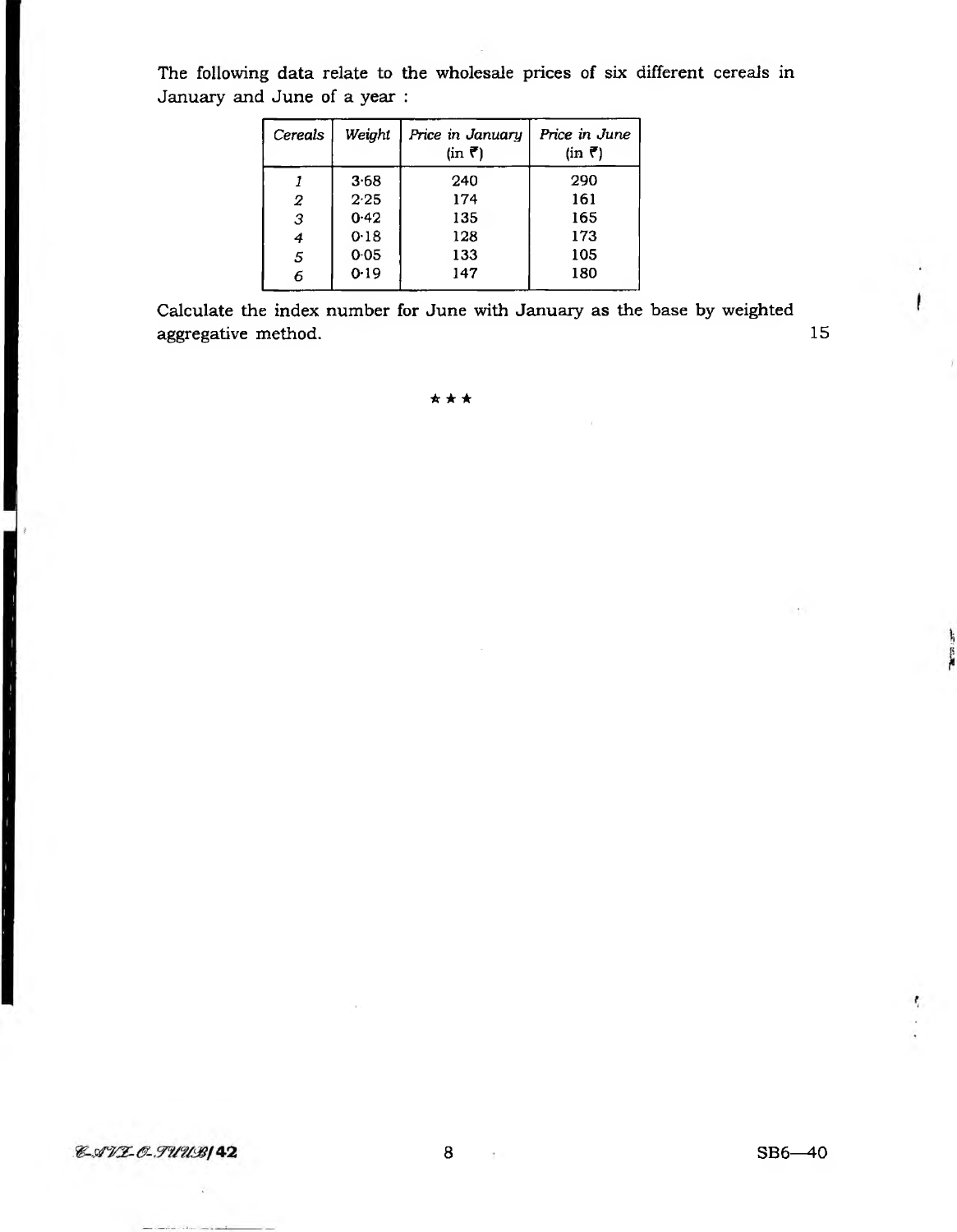The following data relate to the wholesale prices of six different cereals in January and June of a year :

| *Cereals* | *Weight* | *Price in January* (in ₹) | *Price in June* (in ₹) |
|---|---|---|---|
| *1* | 3·68 | 240 | 290 |
| *2* | 2·25 | 174 | 161 |
| *3* | 0·42 | 135 | 165 |
| *4* | 0·18 | 128 | 173 |
| *5* | 0·05 | 133 | 105 |
| *6* | 0·19 | 147 | 180 |

Calculate the index number for June with January as the base by weighted aggregative method. 15

★ ★ ★